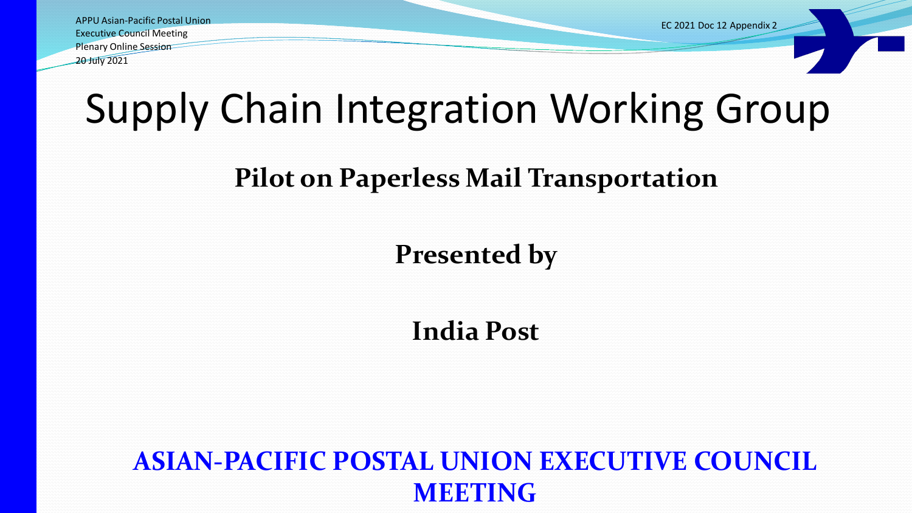APPU Asian-Pacific Postal Union
Executive Council Meeting
Plenary Online Session
20 July 2021

EC 2021 Doc 12 Appendix 2

# Supply Chain Integration Working Group

## Pilot on Paperless Mail Transportation

**Presented by**

**India Post**

**ASIAN-PACIFIC POSTAL UNION EXECUTIVE COUNCIL MEETING**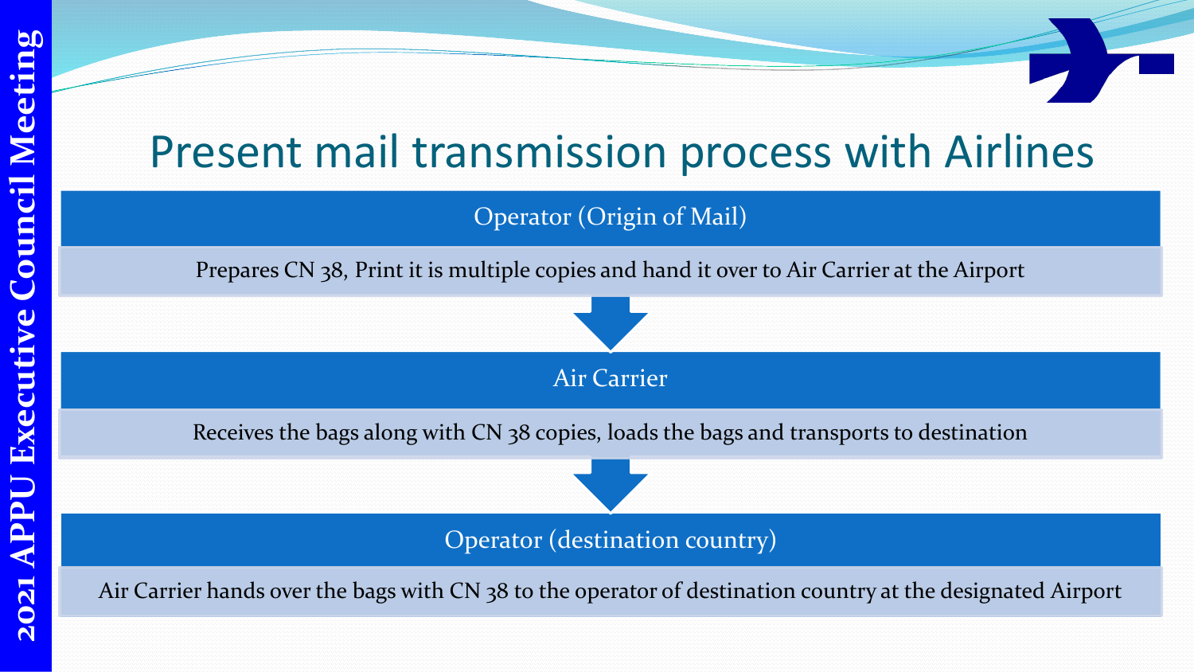# Present mail transmission process with Airlines

## Operator (Origin of Mail)

Prepares CN 38, Print it is multiple copies and hand it over to Air Carrier at the Airport

## Air Carrier

Receives the bags along with CN 38 copies, loads the bags and transports to destination

## Operator (destination country)

Air Carrier hands over the bags with CN 38 to the operator of destination country at the designated Airport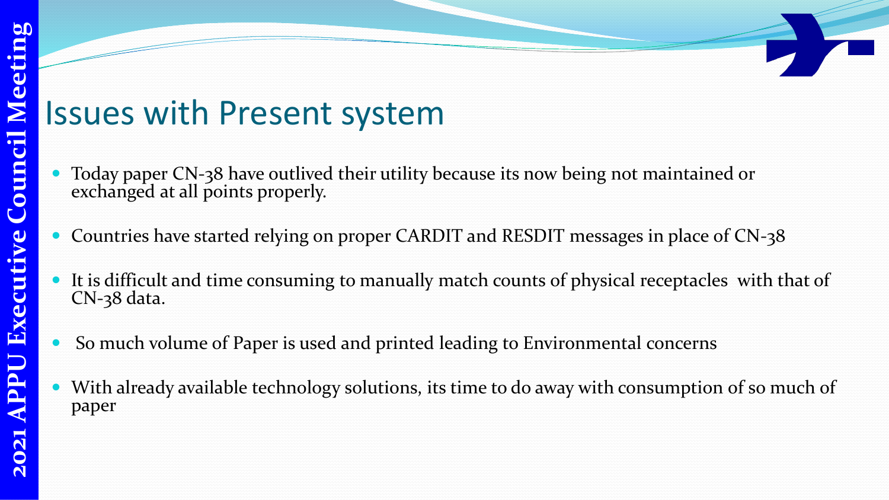# Issues with Present system

- Today paper CN-38 have outlived their utility because its now being not maintained or exchanged at all points properly.
- Countries have started relying on proper CARDIT and RESDIT messages in place of CN-38
- It is difficult and time consuming to manually match counts of physical receptacles with that of CN-38 data.
- So much volume of Paper is used and printed leading to Environmental concerns
- With already available technology solutions, its time to do away with consumption of so much of paper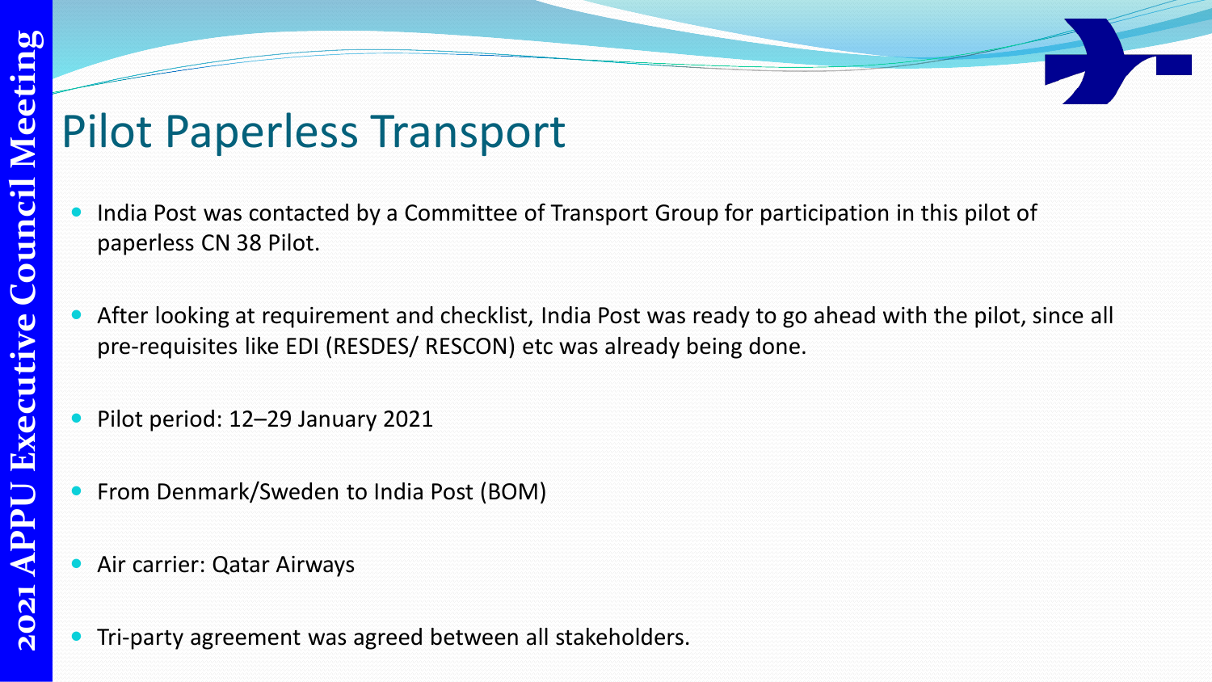# Pilot Paperless Transport

- India Post was contacted by a Committee of Transport Group for participation in this pilot of paperless CN 38 Pilot.
- After looking at requirement and checklist, India Post was ready to go ahead with the pilot, since all pre-requisites like EDI (RESDES/ RESCON) etc was already being done.
- Pilot period: 12–29 January 2021
- From Denmark/Sweden to India Post (BOM)
- Air carrier: Qatar Airways
- Tri-party agreement was agreed between all stakeholders.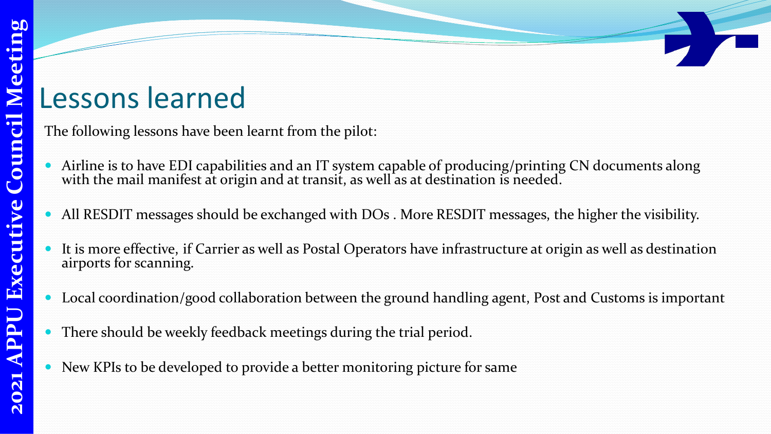# Lessons learned

The following lessons have been learnt from the pilot:

- Airline is to have EDI capabilities and an IT system capable of producing/printing CN documents along with the mail manifest at origin and at transit, as well as at destination is needed.
- All RESDIT messages should be exchanged with DOs . More RESDIT messages, the higher the visibility.
- It is more effective, if Carrier as well as Postal Operators have infrastructure at origin as well as destination airports for scanning.
- Local coordination/good collaboration between the ground handling agent, Post and Customs is important
- There should be weekly feedback meetings during the trial period.
- New KPIs to be developed to provide a better monitoring picture for same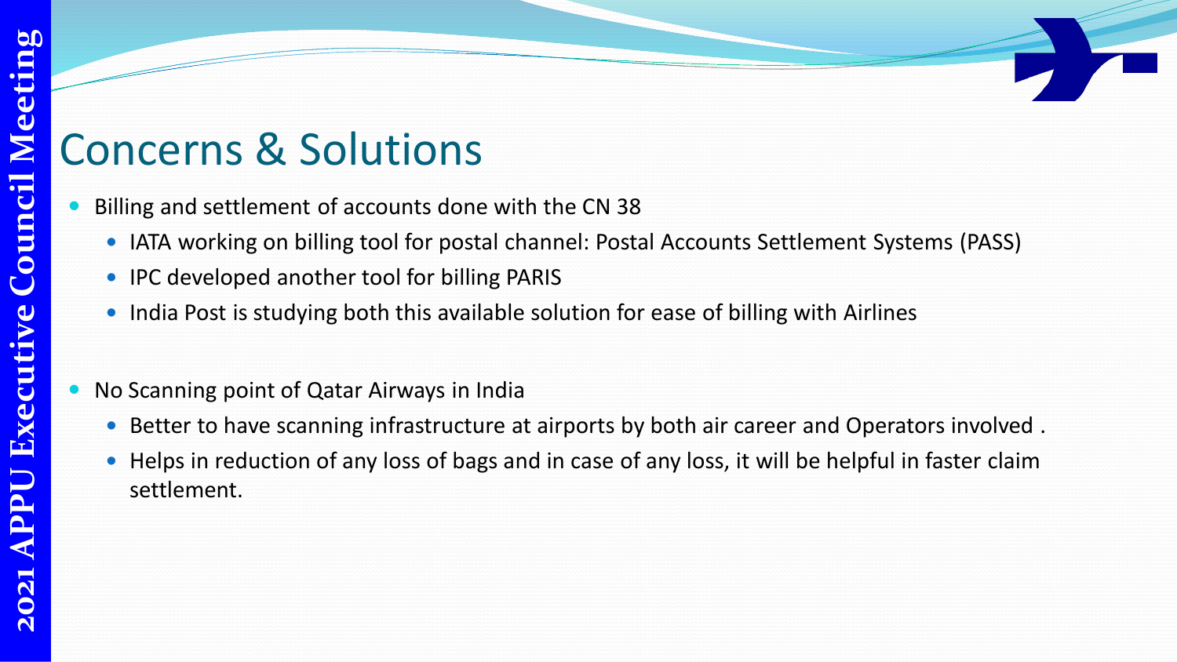# Concerns & Solutions

- Billing and settlement of accounts done with the CN 38
  - IATA working on billing tool for postal channel: Postal Accounts Settlement Systems (PASS)
  - IPC developed another tool for billing PARIS
  - India Post is studying both this available solution for ease of billing with Airlines

- No Scanning point of Qatar Airways in India
  - Better to have scanning infrastructure at airports by both air career and Operators involved .
  - Helps in reduction of any loss of bags and in case of any loss, it will be helpful in faster claim settlement.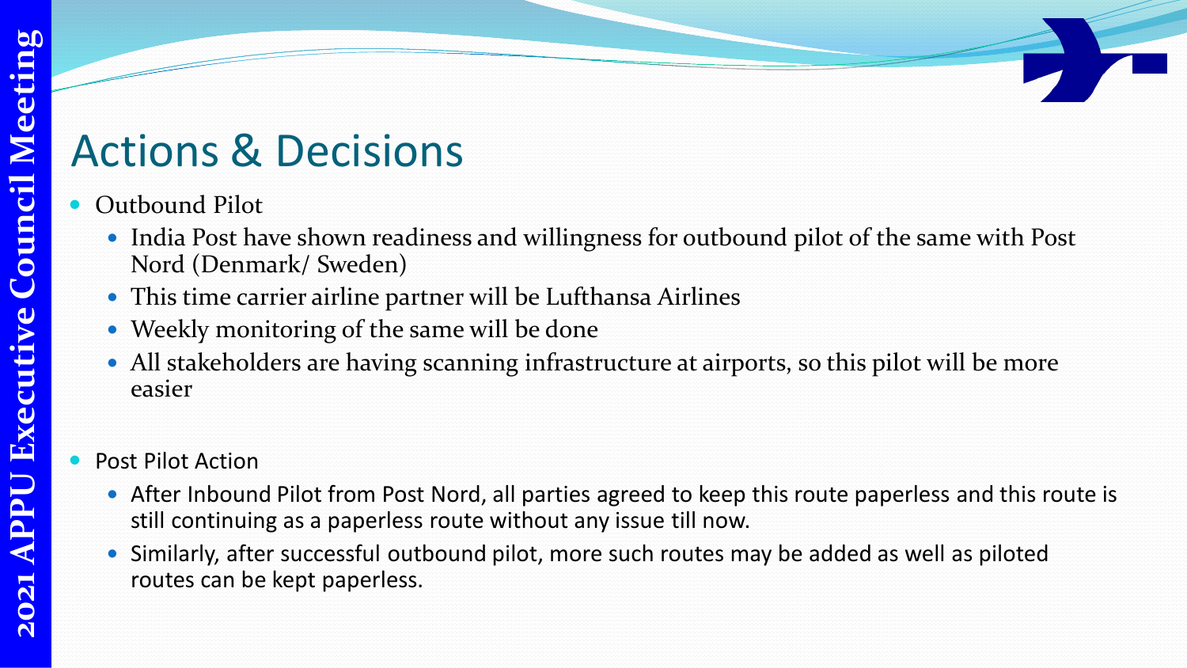# Actions & Decisions

- Outbound Pilot
  - India Post have shown readiness and willingness for outbound pilot of the same with Post Nord (Denmark/ Sweden)
  - This time carrier airline partner will be Lufthansa Airlines
  - Weekly monitoring of the same will be done
  - All stakeholders are having scanning infrastructure at airports, so this pilot will be more easier

- Post Pilot Action
  - After Inbound Pilot from Post Nord, all parties agreed to keep this route paperless and this route is still continuing as a paperless route without any issue till now.
  - Similarly, after successful outbound pilot, more such routes may be added as well as piloted routes can be kept paperless.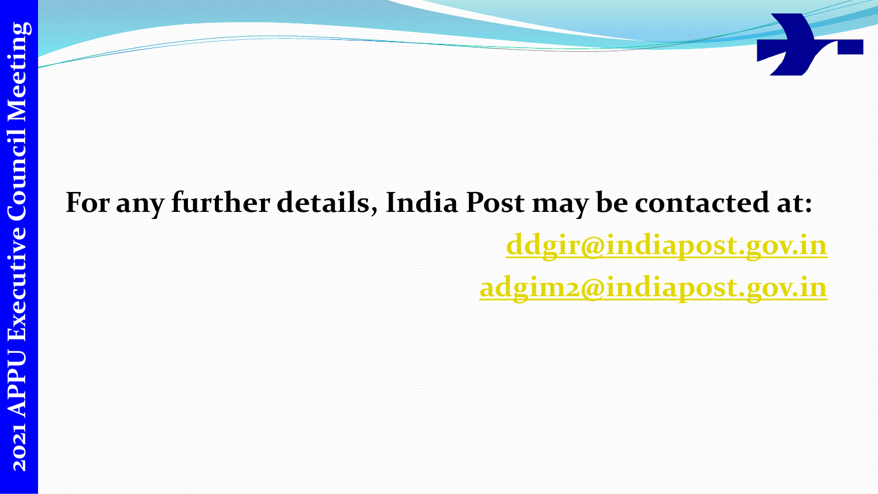**For any further details, India Post may be contacted at:**

**ddgir@indiapost.gov.in**

**adgim2@indiapost.gov.in**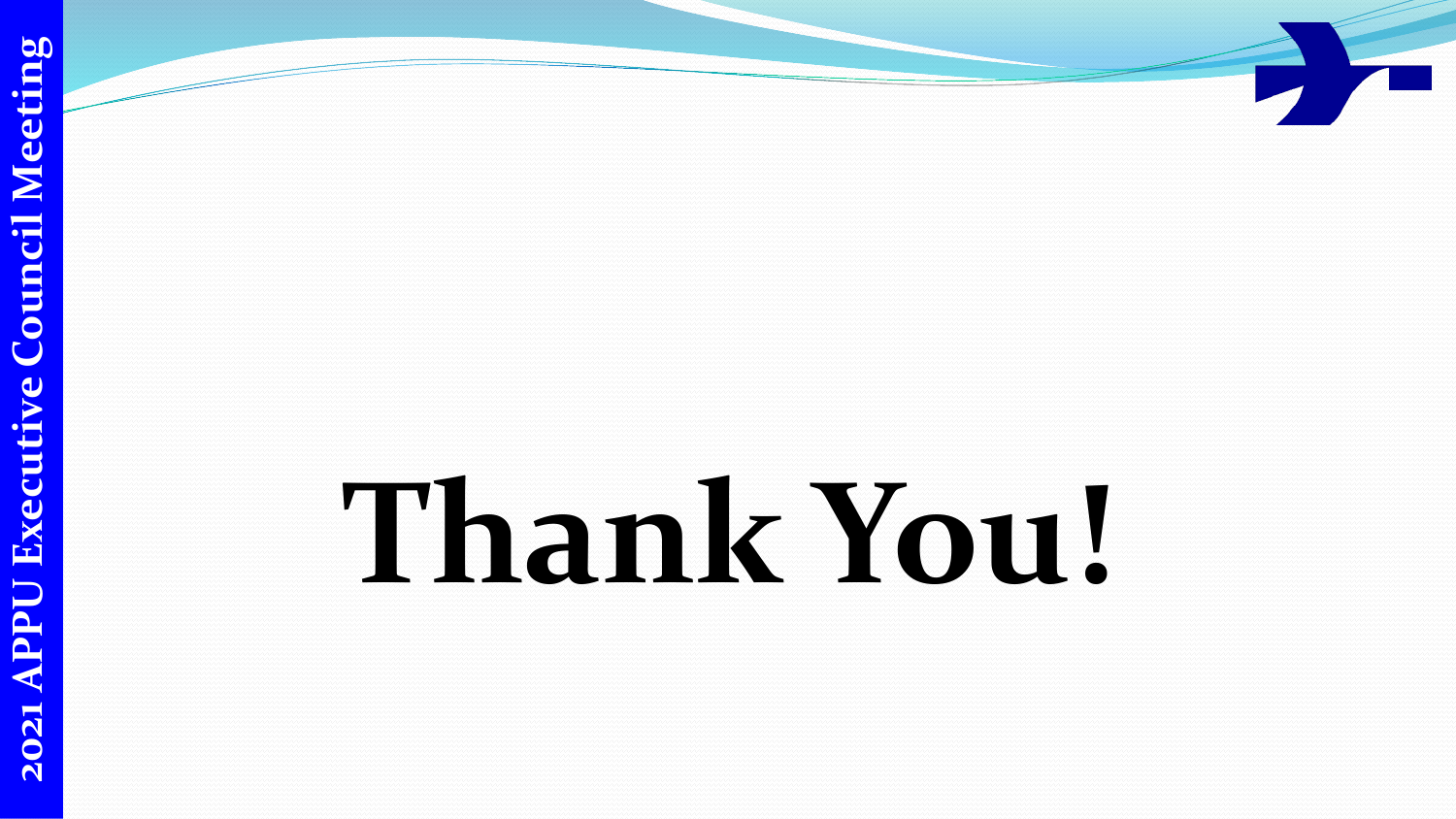# Thank You!